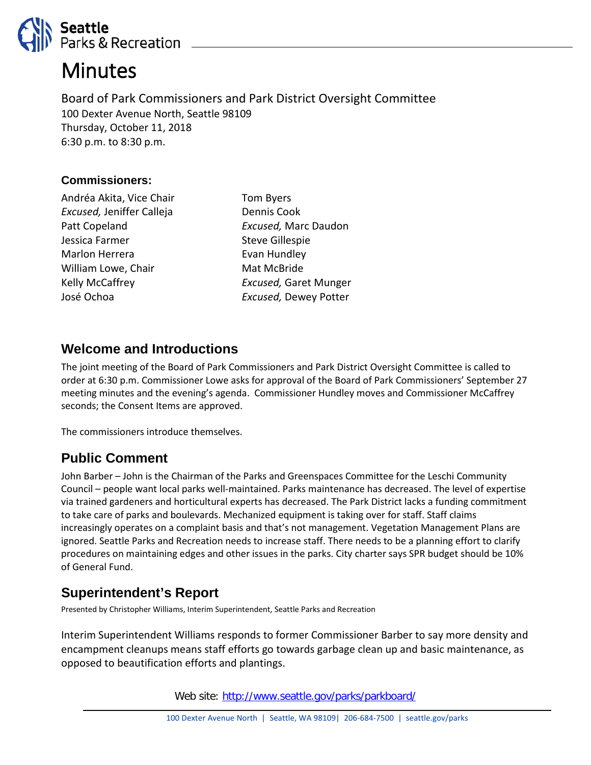# Minutes

Board of Park Commissioners and Park District Oversight Committee
100 Dexter Avenue North, Seattle 98109
Thursday, October 11, 2018
6:30 p.m. to 8:30 p.m.

### Commissioners:

Andréa Akita, Vice Chair
*Excused,* Jeniffer Calleja
Patt Copeland
Jessica Farmer
Marlon Herrera
William Lowe, Chair
Kelly McCaffrey
José Ochoa
Tom Byers
Dennis Cook
*Excused,* Marc Daudon
Steve Gillespie
Evan Hundley
Mat McBride
*Excused,* Garet Munger
*Excused,* Dewey Potter

## Welcome and Introductions

The joint meeting of the Board of Park Commissioners and Park District Oversight Committee is called to order at 6:30 p.m. Commissioner Lowe asks for approval of the Board of Park Commissioners' September 27 meeting minutes and the evening's agenda. Commissioner Hundley moves and Commissioner McCaffrey seconds; the Consent Items are approved.

The commissioners introduce themselves.

## Public Comment

John Barber – John is the Chairman of the Parks and Greenspaces Committee for the Leschi Community Council – people want local parks well-maintained. Parks maintenance has decreased. The level of expertise via trained gardeners and horticultural experts has decreased. The Park District lacks a funding commitment to take care of parks and boulevards. Mechanized equipment is taking over for staff. Staff claims increasingly operates on a complaint basis and that's not management. Vegetation Management Plans are ignored. Seattle Parks and Recreation needs to increase staff. There needs to be a planning effort to clarify procedures on maintaining edges and other issues in the parks. City charter says SPR budget should be 10% of General Fund.

## Superintendent's Report

Presented by Christopher Williams, Interim Superintendent, Seattle Parks and Recreation

Interim Superintendent Williams responds to former Commissioner Barber to say more density and encampment cleanups means staff efforts go towards garbage clean up and basic maintenance, as opposed to beautification efforts and plantings.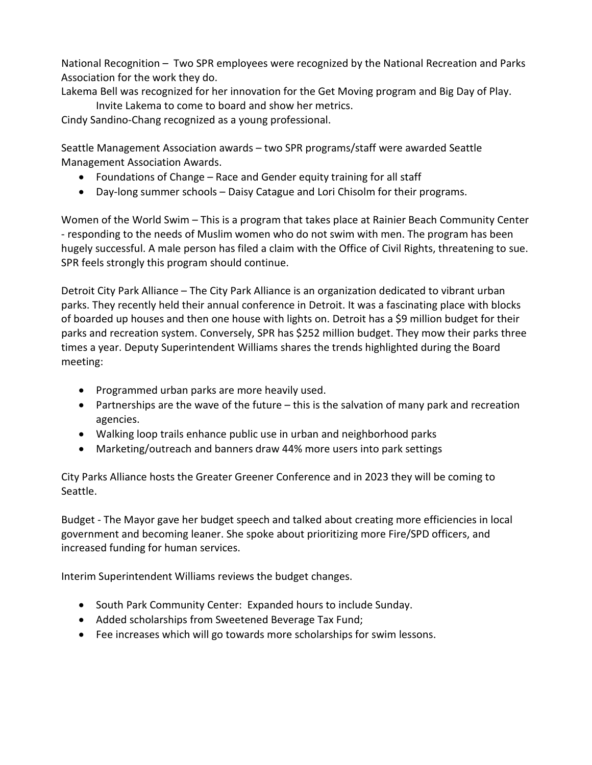National Recognition – Two SPR employees were recognized by the National Recreation and Parks Association for the work they do.

Lakema Bell was recognized for her innovation for the Get Moving program and Big Day of Play.

Invite Lakema to come to board and show her metrics.

Cindy Sandino-Chang recognized as a young professional.

Seattle Management Association awards – two SPR programs/staff were awarded Seattle Management Association Awards.

- Foundations of Change – Race and Gender equity training for all staff
- Day-long summer schools – Daisy Catague and Lori Chisolm for their programs.

Women of the World Swim – This is a program that takes place at Rainier Beach Community Center - responding to the needs of Muslim women who do not swim with men. The program has been hugely successful. A male person has filed a claim with the Office of Civil Rights, threatening to sue. SPR feels strongly this program should continue.

Detroit City Park Alliance – The City Park Alliance is an organization dedicated to vibrant urban parks. They recently held their annual conference in Detroit. It was a fascinating place with blocks of boarded up houses and then one house with lights on. Detroit has a $9 million budget for their parks and recreation system. Conversely, SPR has $252 million budget. They mow their parks three times a year. Deputy Superintendent Williams shares the trends highlighted during the Board meeting:

- Programmed urban parks are more heavily used.
- Partnerships are the wave of the future – this is the salvation of many park and recreation agencies.
- Walking loop trails enhance public use in urban and neighborhood parks
- Marketing/outreach and banners draw 44% more users into park settings

City Parks Alliance hosts the Greater Greener Conference and in 2023 they will be coming to Seattle.

Budget - The Mayor gave her budget speech and talked about creating more efficiencies in local government and becoming leaner. She spoke about prioritizing more Fire/SPD officers, and increased funding for human services.

Interim Superintendent Williams reviews the budget changes.

- South Park Community Center: Expanded hours to include Sunday.
- Added scholarships from Sweetened Beverage Tax Fund;
- Fee increases which will go towards more scholarships for swim lessons.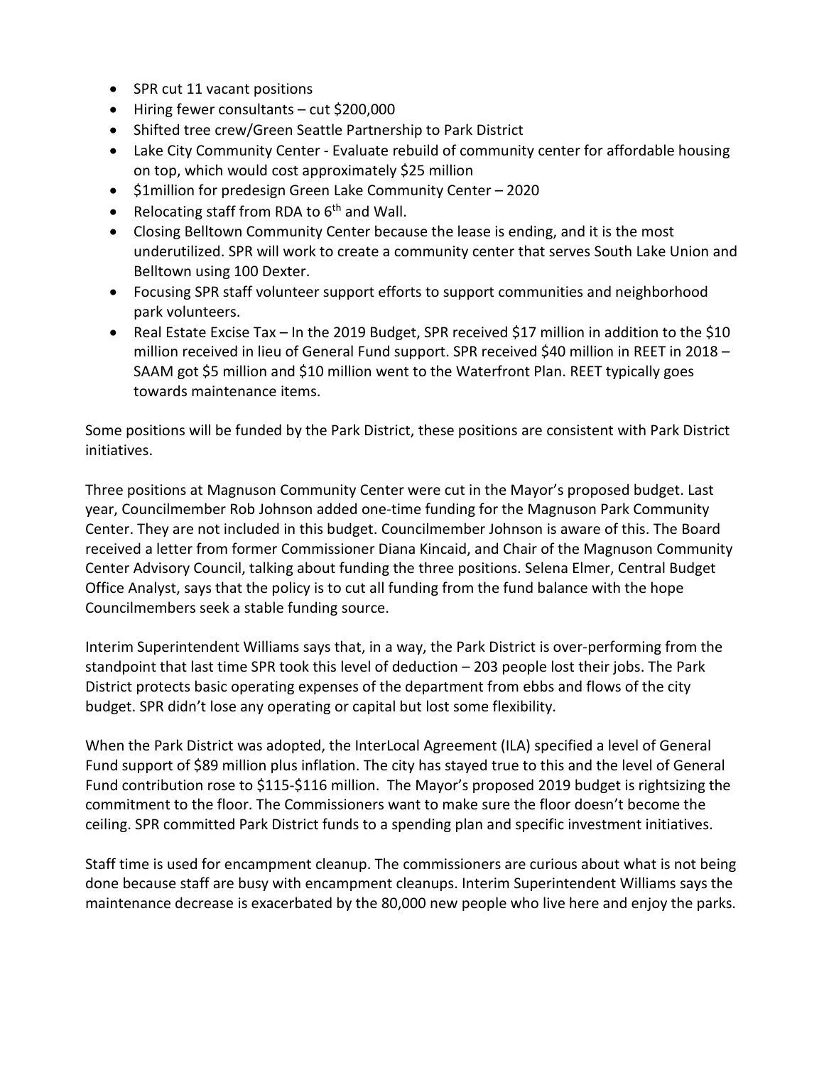- SPR cut 11 vacant positions
- Hiring fewer consultants – cut $200,000
- Shifted tree crew/Green Seattle Partnership to Park District
- Lake City Community Center - Evaluate rebuild of community center for affordable housing on top, which would cost approximately $25 million
- $1million for predesign Green Lake Community Center – 2020
- Relocating staff from RDA to 6th and Wall.
- Closing Belltown Community Center because the lease is ending, and it is the most underutilized. SPR will work to create a community center that serves South Lake Union and Belltown using 100 Dexter.
- Focusing SPR staff volunteer support efforts to support communities and neighborhood park volunteers.
- Real Estate Excise Tax – In the 2019 Budget, SPR received $17 million in addition to the $10 million received in lieu of General Fund support. SPR received $40 million in REET in 2018 – SAAM got $5 million and $10 million went to the Waterfront Plan. REET typically goes towards maintenance items.

Some positions will be funded by the Park District, these positions are consistent with Park District initiatives.

Three positions at Magnuson Community Center were cut in the Mayor's proposed budget. Last year, Councilmember Rob Johnson added one-time funding for the Magnuson Park Community Center. They are not included in this budget. Councilmember Johnson is aware of this. The Board received a letter from former Commissioner Diana Kincaid, and Chair of the Magnuson Community Center Advisory Council, talking about funding the three positions. Selena Elmer, Central Budget Office Analyst, says that the policy is to cut all funding from the fund balance with the hope Councilmembers seek a stable funding source.

Interim Superintendent Williams says that, in a way, the Park District is over-performing from the standpoint that last time SPR took this level of deduction – 203 people lost their jobs. The Park District protects basic operating expenses of the department from ebbs and flows of the city budget. SPR didn't lose any operating or capital but lost some flexibility.

When the Park District was adopted, the InterLocal Agreement (ILA) specified a level of General Fund support of $89 million plus inflation. The city has stayed true to this and the level of General Fund contribution rose to $115-$116 million. The Mayor's proposed 2019 budget is rightsizing the commitment to the floor. The Commissioners want to make sure the floor doesn't become the ceiling. SPR committed Park District funds to a spending plan and specific investment initiatives.

Staff time is used for encampment cleanup. The commissioners are curious about what is not being done because staff are busy with encampment cleanups. Interim Superintendent Williams says the maintenance decrease is exacerbated by the 80,000 new people who live here and enjoy the parks.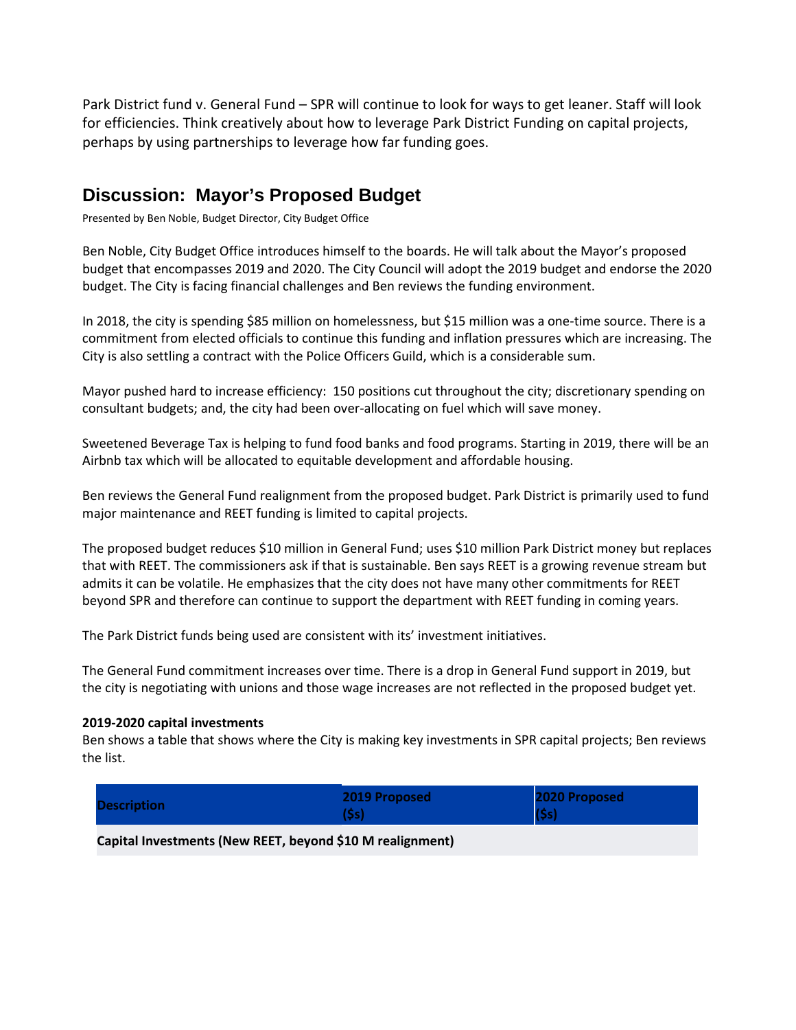Park District fund v. General Fund – SPR will continue to look for ways to get leaner. Staff will look for efficiencies. Think creatively about how to leverage Park District Funding on capital projects, perhaps by using partnerships to leverage how far funding goes.

## Discussion: Mayor's Proposed Budget

Presented by Ben Noble, Budget Director, City Budget Office

Ben Noble, City Budget Office introduces himself to the boards. He will talk about the Mayor's proposed budget that encompasses 2019 and 2020. The City Council will adopt the 2019 budget and endorse the 2020 budget. The City is facing financial challenges and Ben reviews the funding environment.

In 2018, the city is spending $85 million on homelessness, but $15 million was a one-time source. There is a commitment from elected officials to continue this funding and inflation pressures which are increasing. The City is also settling a contract with the Police Officers Guild, which is a considerable sum.

Mayor pushed hard to increase efficiency: 150 positions cut throughout the city; discretionary spending on consultant budgets; and, the city had been over-allocating on fuel which will save money.

Sweetened Beverage Tax is helping to fund food banks and food programs. Starting in 2019, there will be an Airbnb tax which will be allocated to equitable development and affordable housing.

Ben reviews the General Fund realignment from the proposed budget. Park District is primarily used to fund major maintenance and REET funding is limited to capital projects.

The proposed budget reduces $10 million in General Fund; uses $10 million Park District money but replaces that with REET. The commissioners ask if that is sustainable. Ben says REET is a growing revenue stream but admits it can be volatile. He emphasizes that the city does not have many other commitments for REET beyond SPR and therefore can continue to support the department with REET funding in coming years.

The Park District funds being used are consistent with its' investment initiatives.

The General Fund commitment increases over time. There is a drop in General Fund support in 2019, but the city is negotiating with unions and those wage increases are not reflected in the proposed budget yet.

**2019-2020 capital investments**
Ben shows a table that shows where the City is making key investments in SPR capital projects; Ben reviews the list.

| Description | 2019 Proposed ($s) | 2020 Proposed ($s) |
|---|---|---|
| **Capital Investments (New REET, beyond $10 M realignment)** | | |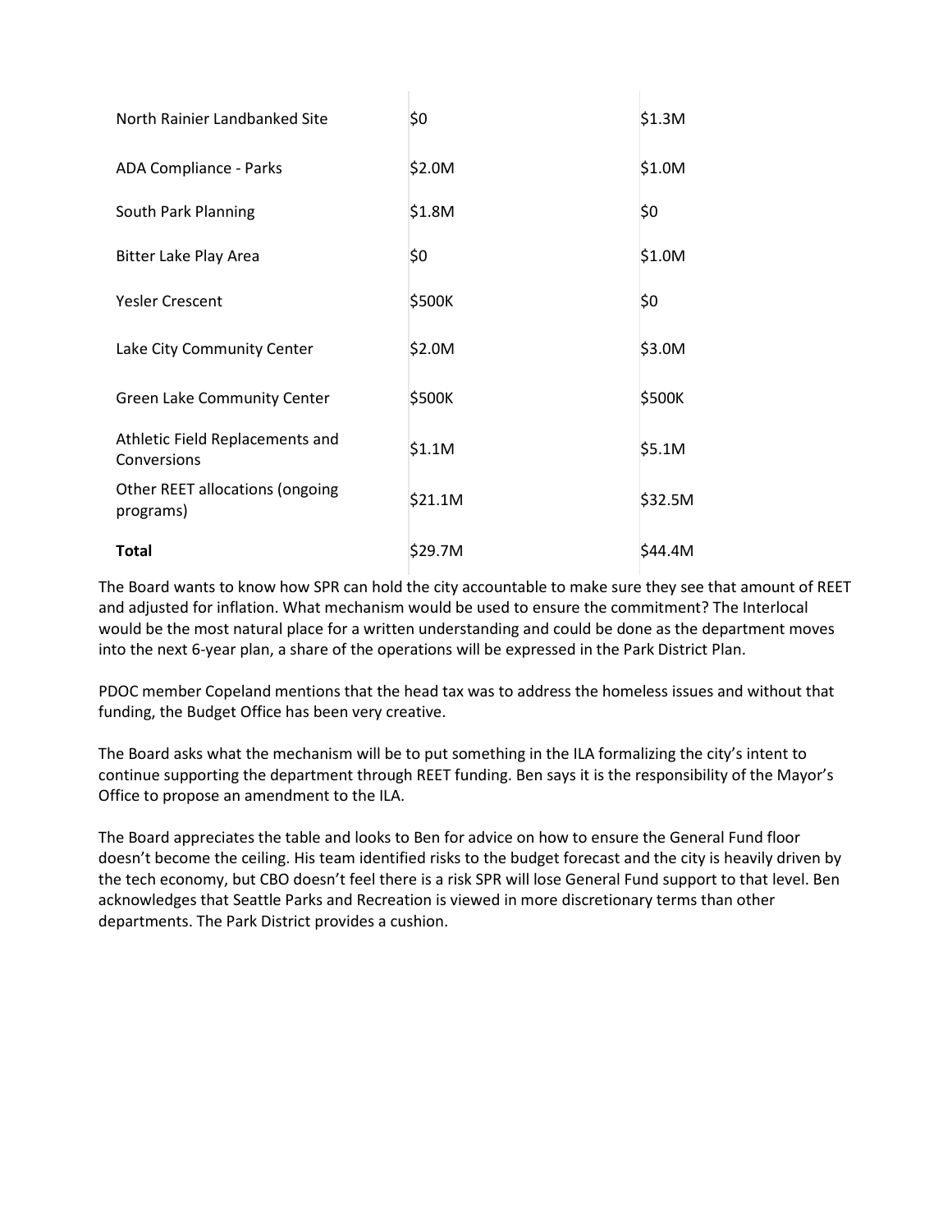| | | |
|---|---|---|
| North Rainier Landbanked Site | $0 | $1.3M |
| ADA Compliance - Parks | $2.0M | $1.0M |
| South Park Planning | $1.8M | $0 |
| Bitter Lake Play Area | $0 | $1.0M |
| Yesler Crescent | $500K | $0 |
| Lake City Community Center | $2.0M | $3.0M |
| Green Lake Community Center | $500K | $500K |
| Athletic Field Replacements and Conversions | $1.1M | $5.1M |
| Other REET allocations (ongoing programs) | $21.1M | $32.5M |
| **Total** | $29.7M | $44.4M |

The Board wants to know how SPR can hold the city accountable to make sure they see that amount of REET and adjusted for inflation. What mechanism would be used to ensure the commitment? The Interlocal would be the most natural place for a written understanding and could be done as the department moves into the next 6-year plan, a share of the operations will be expressed in the Park District Plan.

PDOC member Copeland mentions that the head tax was to address the homeless issues and without that funding, the Budget Office has been very creative.

The Board asks what the mechanism will be to put something in the ILA formalizing the city's intent to continue supporting the department through REET funding. Ben says it is the responsibility of the Mayor's Office to propose an amendment to the ILA.

The Board appreciates the table and looks to Ben for advice on how to ensure the General Fund floor doesn't become the ceiling. His team identified risks to the budget forecast and the city is heavily driven by the tech economy, but CBO doesn't feel there is a risk SPR will lose General Fund support to that level. Ben acknowledges that Seattle Parks and Recreation is viewed in more discretionary terms than other departments. The Park District provides a cushion.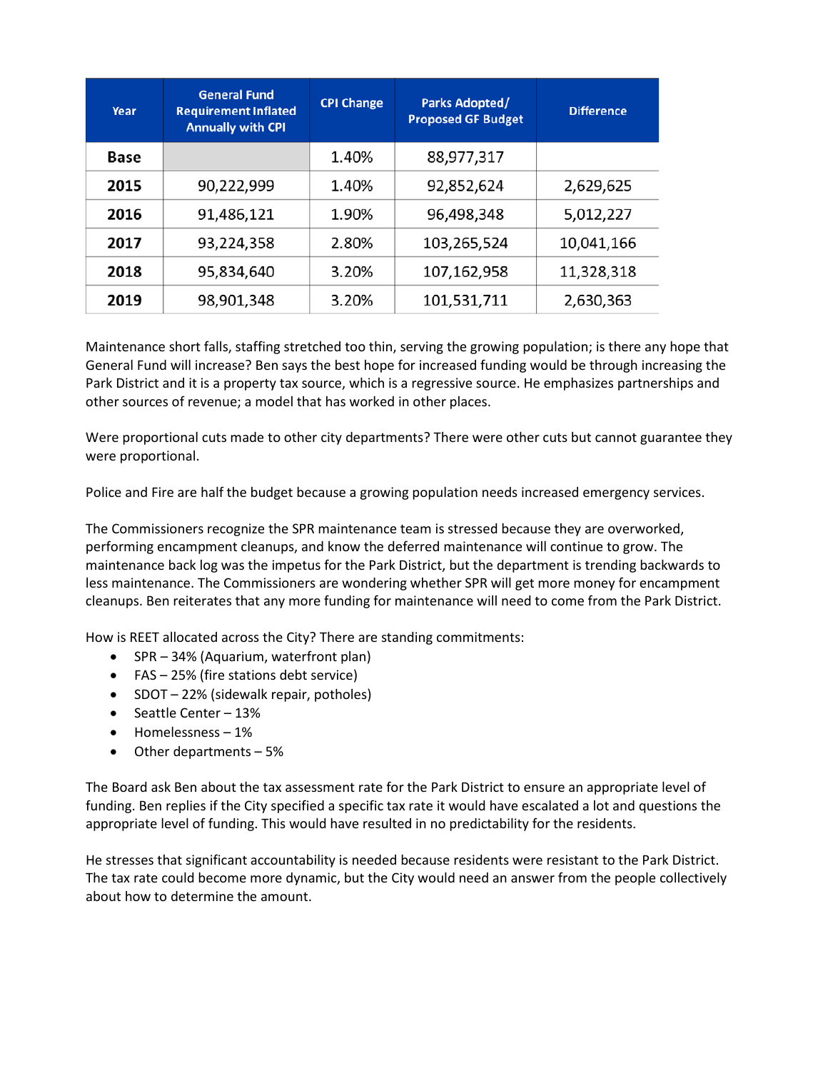| Year | General Fund Requirement Inflated Annually with CPI | CPI Change | Parks Adopted/ Proposed GF Budget | Difference |
|---|---|---|---|---|
| **Base** | | 1.40% | 88,977,317 | |
| **2015** | 90,222,999 | 1.40% | 92,852,624 | 2,629,625 |
| **2016** | 91,486,121 | 1.90% | 96,498,348 | 5,012,227 |
| **2017** | 93,224,358 | 2.80% | 103,265,524 | 10,041,166 |
| **2018** | 95,834,640 | 3.20% | 107,162,958 | 11,328,318 |
| **2019** | 98,901,348 | 3.20% | 101,531,711 | 2,630,363 |

Maintenance short falls, staffing stretched too thin, serving the growing population; is there any hope that General Fund will increase? Ben says the best hope for increased funding would be through increasing the Park District and it is a property tax source, which is a regressive source. He emphasizes partnerships and other sources of revenue; a model that has worked in other places.

Were proportional cuts made to other city departments? There were other cuts but cannot guarantee they were proportional.

Police and Fire are half the budget because a growing population needs increased emergency services.

The Commissioners recognize the SPR maintenance team is stressed because they are overworked, performing encampment cleanups, and know the deferred maintenance will continue to grow. The maintenance back log was the impetus for the Park District, but the department is trending backwards to less maintenance. The Commissioners are wondering whether SPR will get more money for encampment cleanups. Ben reiterates that any more funding for maintenance will need to come from the Park District.

How is REET allocated across the City? There are standing commitments:

- SPR – 34% (Aquarium, waterfront plan)
- FAS – 25% (fire stations debt service)
- SDOT – 22% (sidewalk repair, potholes)
- Seattle Center – 13%
- Homelessness – 1%
- Other departments – 5%

The Board ask Ben about the tax assessment rate for the Park District to ensure an appropriate level of funding. Ben replies if the City specified a specific tax rate it would have escalated a lot and questions the appropriate level of funding. This would have resulted in no predictability for the residents.

He stresses that significant accountability is needed because residents were resistant to the Park District. The tax rate could become more dynamic, but the City would need an answer from the people collectively about how to determine the amount.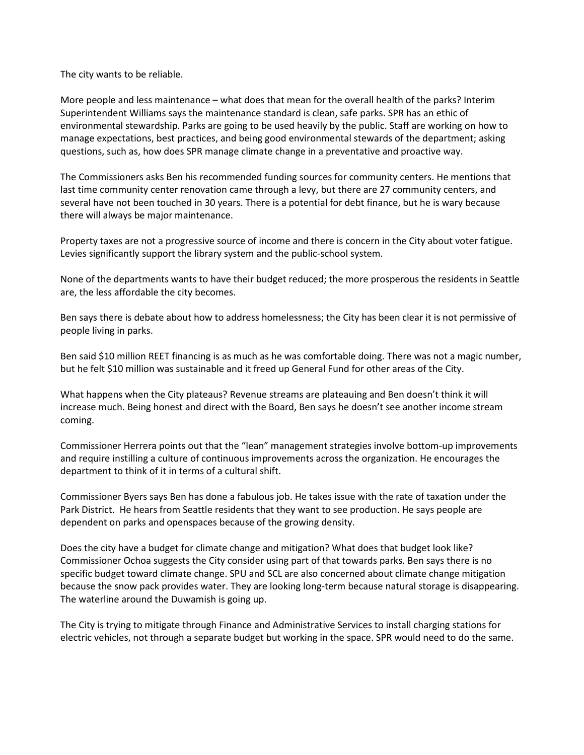The city wants to be reliable.

More people and less maintenance – what does that mean for the overall health of the parks? Interim Superintendent Williams says the maintenance standard is clean, safe parks. SPR has an ethic of environmental stewardship. Parks are going to be used heavily by the public. Staff are working on how to manage expectations, best practices, and being good environmental stewards of the department; asking questions, such as, how does SPR manage climate change in a preventative and proactive way.

The Commissioners asks Ben his recommended funding sources for community centers. He mentions that last time community center renovation came through a levy, but there are 27 community centers, and several have not been touched in 30 years. There is a potential for debt finance, but he is wary because there will always be major maintenance.

Property taxes are not a progressive source of income and there is concern in the City about voter fatigue. Levies significantly support the library system and the public-school system.

None of the departments wants to have their budget reduced; the more prosperous the residents in Seattle are, the less affordable the city becomes.

Ben says there is debate about how to address homelessness; the City has been clear it is not permissive of people living in parks.

Ben said $10 million REET financing is as much as he was comfortable doing. There was not a magic number, but he felt $10 million was sustainable and it freed up General Fund for other areas of the City.

What happens when the City plateaus? Revenue streams are plateauing and Ben doesn't think it will increase much. Being honest and direct with the Board, Ben says he doesn't see another income stream coming.

Commissioner Herrera points out that the "lean" management strategies involve bottom-up improvements and require instilling a culture of continuous improvements across the organization. He encourages the department to think of it in terms of a cultural shift.

Commissioner Byers says Ben has done a fabulous job. He takes issue with the rate of taxation under the Park District. He hears from Seattle residents that they want to see production. He says people are dependent on parks and openspaces because of the growing density.

Does the city have a budget for climate change and mitigation? What does that budget look like? Commissioner Ochoa suggests the City consider using part of that towards parks. Ben says there is no specific budget toward climate change. SPU and SCL are also concerned about climate change mitigation because the snow pack provides water. They are looking long-term because natural storage is disappearing. The waterline around the Duwamish is going up.

The City is trying to mitigate through Finance and Administrative Services to install charging stations for electric vehicles, not through a separate budget but working in the space. SPR would need to do the same.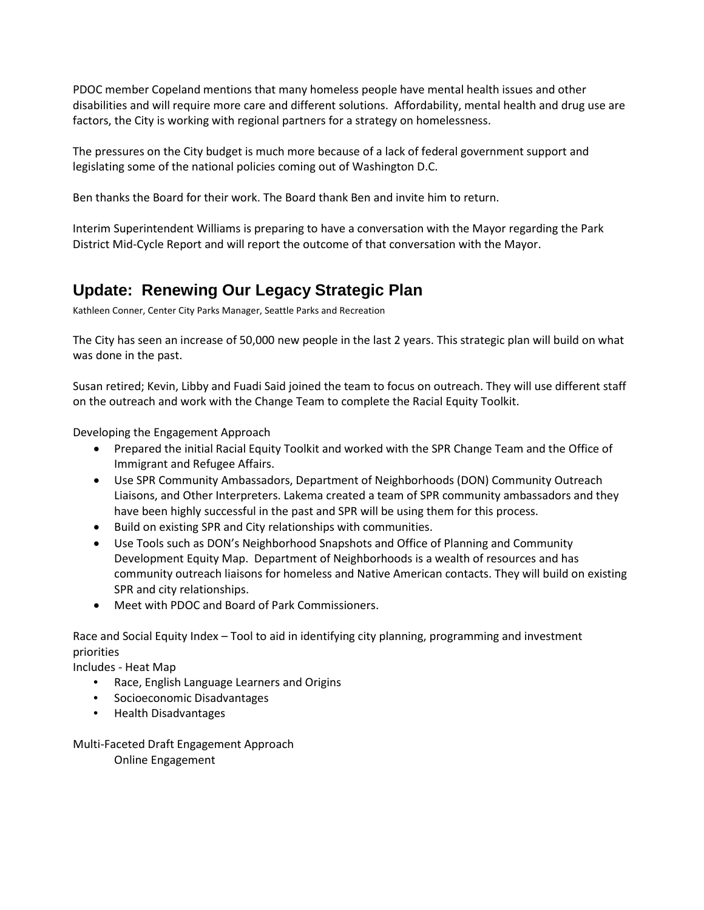PDOC member Copeland mentions that many homeless people have mental health issues and other disabilities and will require more care and different solutions.  Affordability, mental health and drug use are factors, the City is working with regional partners for a strategy on homelessness.

The pressures on the City budget is much more because of a lack of federal government support and legislating some of the national policies coming out of Washington D.C.

Ben thanks the Board for their work. The Board thank Ben and invite him to return.

Interim Superintendent Williams is preparing to have a conversation with the Mayor regarding the Park District Mid-Cycle Report and will report the outcome of that conversation with the Mayor.

## Update:  Renewing Our Legacy Strategic Plan

Kathleen Conner, Center City Parks Manager, Seattle Parks and Recreation

The City has seen an increase of 50,000 new people in the last 2 years. This strategic plan will build on what was done in the past.

Susan retired; Kevin, Libby and Fuadi Said joined the team to focus on outreach. They will use different staff on the outreach and work with the Change Team to complete the Racial Equity Toolkit.

Developing the Engagement Approach

- Prepared the initial Racial Equity Toolkit and worked with the SPR Change Team and the Office of Immigrant and Refugee Affairs.
- Use SPR Community Ambassadors, Department of Neighborhoods (DON) Community Outreach Liaisons, and Other Interpreters. Lakema created a team of SPR community ambassadors and they have been highly successful in the past and SPR will be using them for this process.
- Build on existing SPR and City relationships with communities.
- Use Tools such as DON's Neighborhood Snapshots and Office of Planning and Community Development Equity Map.  Department of Neighborhoods is a wealth of resources and has community outreach liaisons for homeless and Native American contacts. They will build on existing SPR and city relationships.
- Meet with PDOC and Board of Park Commissioners.

Race and Social Equity Index – Tool to aid in identifying city planning, programming and investment priorities

Includes - Heat Map

- Race, English Language Learners and Origins
- Socioeconomic Disadvantages
- Health Disadvantages

Multi-Faceted Draft Engagement Approach

Online Engagement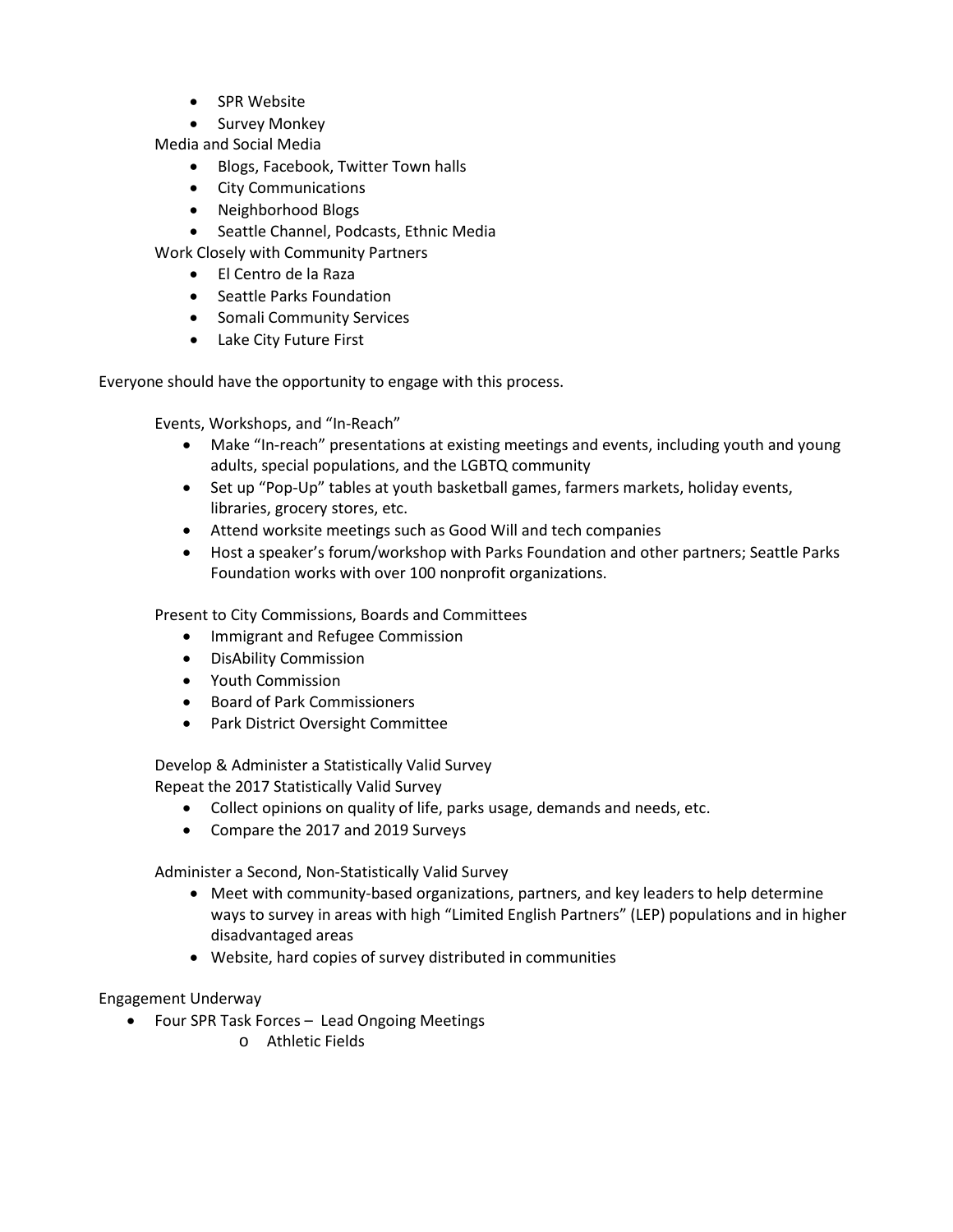- SPR Website
- Survey Monkey

Media and Social Media

- Blogs, Facebook, Twitter Town halls
- City Communications
- Neighborhood Blogs
- Seattle Channel, Podcasts, Ethnic Media

Work Closely with Community Partners

- El Centro de la Raza
- Seattle Parks Foundation
- Somali Community Services
- Lake City Future First

Everyone should have the opportunity to engage with this process.

Events, Workshops, and "In-Reach"

- Make "In-reach" presentations at existing meetings and events, including youth and young adults, special populations, and the LGBTQ community
- Set up "Pop-Up" tables at youth basketball games, farmers markets, holiday events, libraries, grocery stores, etc.
- Attend worksite meetings such as Good Will and tech companies
- Host a speaker's forum/workshop with Parks Foundation and other partners; Seattle Parks Foundation works with over 100 nonprofit organizations.

Present to City Commissions, Boards and Committees

- Immigrant and Refugee Commission
- DisAbility Commission
- Youth Commission
- Board of Park Commissioners
- Park District Oversight Committee

Develop & Administer a Statistically Valid Survey

Repeat the 2017 Statistically Valid Survey

- Collect opinions on quality of life, parks usage, demands and needs, etc.
- Compare the 2017 and 2019 Surveys

Administer a Second, Non-Statistically Valid Survey

- Meet with community-based organizations, partners, and key leaders to help determine ways to survey in areas with high "Limited English Partners" (LEP) populations and in higher disadvantaged areas
- Website, hard copies of survey distributed in communities

Engagement Underway

- Four SPR Task Forces – Lead Ongoing Meetings
    - Athletic Fields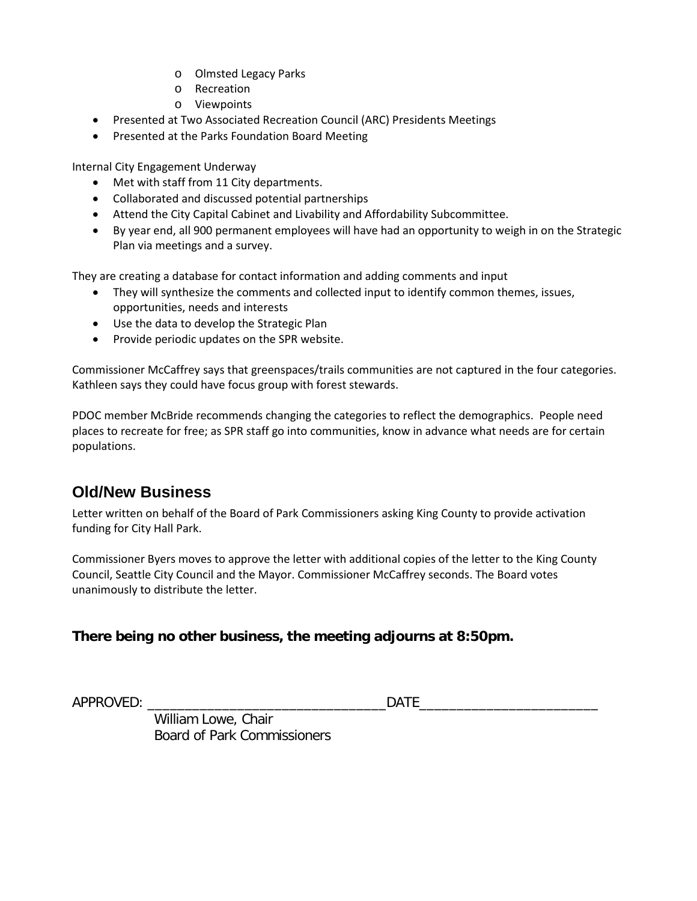- Olmsted Legacy Parks
  - Recreation
  - Viewpoints
- Presented at Two Associated Recreation Council (ARC) Presidents Meetings
- Presented at the Parks Foundation Board Meeting

Internal City Engagement Underway

- Met with staff from 11 City departments.
- Collaborated and discussed potential partnerships
- Attend the City Capital Cabinet and Livability and Affordability Subcommittee.
- By year end, all 900 permanent employees will have had an opportunity to weigh in on the Strategic Plan via meetings and a survey.

They are creating a database for contact information and adding comments and input

- They will synthesize the comments and collected input to identify common themes, issues, opportunities, needs and interests
- Use the data to develop the Strategic Plan
- Provide periodic updates on the SPR website.

Commissioner McCaffrey says that greenspaces/trails communities are not captured in the four categories. Kathleen says they could have focus group with forest stewards.

PDOC member McBride recommends changing the categories to reflect the demographics. People need places to recreate for free; as SPR staff go into communities, know in advance what needs are for certain populations.

## Old/New Business

Letter written on behalf of the Board of Park Commissioners asking King County to provide activation funding for City Hall Park.

Commissioner Byers moves to approve the letter with additional copies of the letter to the King County Council, Seattle City Council and the Mayor. Commissioner McCaffrey seconds. The Board votes unanimously to distribute the letter.

**There being no other business, the meeting adjourns at 8:50pm.**

APPROVED: ________________________________DATE________________________

William Lowe, Chair
Board of Park Commissioners